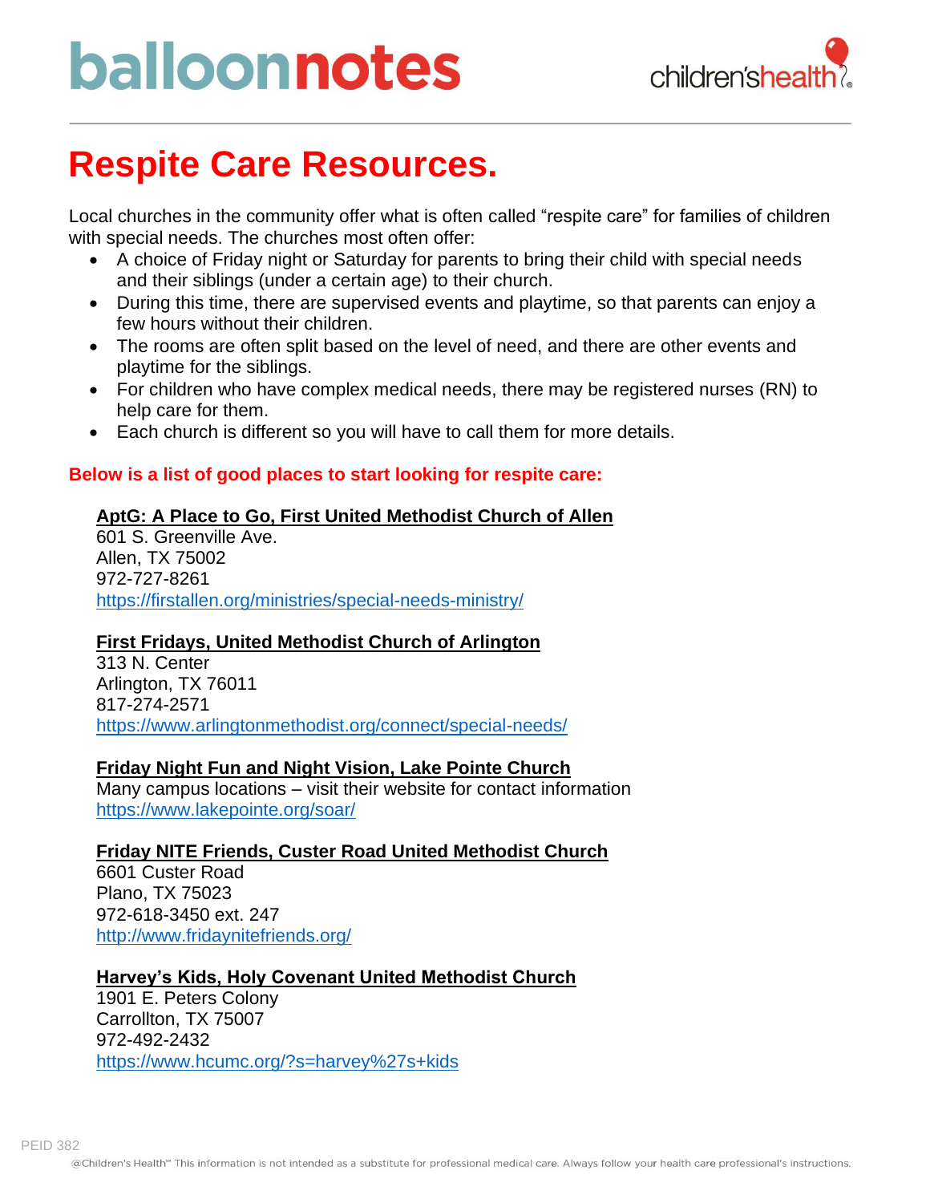balloonnotes

children'shealth

# Respite Care Resources.

Local churches in the community offer what is often called "respite care" for families of children with special needs. The churches most often offer:

- A choice of Friday night or Saturday for parents to bring their child with special needs and their siblings (under a certain age) to their church.
- During this time, there are supervised events and playtime, so that parents can enjoy a few hours without their children.
- The rooms are often split based on the level of need, and there are other events and playtime for the siblings.
- For children who have complex medical needs, there may be registered nurses (RN) to help care for them.
- Each church is different so you will have to call them for more details.

**Below is a list of good places to start looking for respite care:**

**AptG: A Place to Go, First United Methodist Church of Allen**
601 S. Greenville Ave.
Allen, TX 75002
972-727-8261
https://firstallen.org/ministries/special-needs-ministry/

**First Fridays, United Methodist Church of Arlington**
313 N. Center
Arlington, TX 76011
817-274-2571
https://www.arlingtonmethodist.org/connect/special-needs/

**Friday Night Fun and Night Vision, Lake Pointe Church**
Many campus locations – visit their website for contact information
https://www.lakepointe.org/soar/

**Friday NITE Friends, Custer Road United Methodist Church**
6601 Custer Road
Plano, TX 75023
972-618-3450 ext. 247
http://www.fridaynitefriends.org/

**Harvey's Kids, Holy Covenant United Methodist Church**
1901 E. Peters Colony
Carrollton, TX 75007
972-492-2432
https://www.hcumc.org/?s=harvey%27s+kids

PEID 382

@Children's Health℠ This information is not intended as a substitute for professional medical care. Always follow your health care professional's instructions.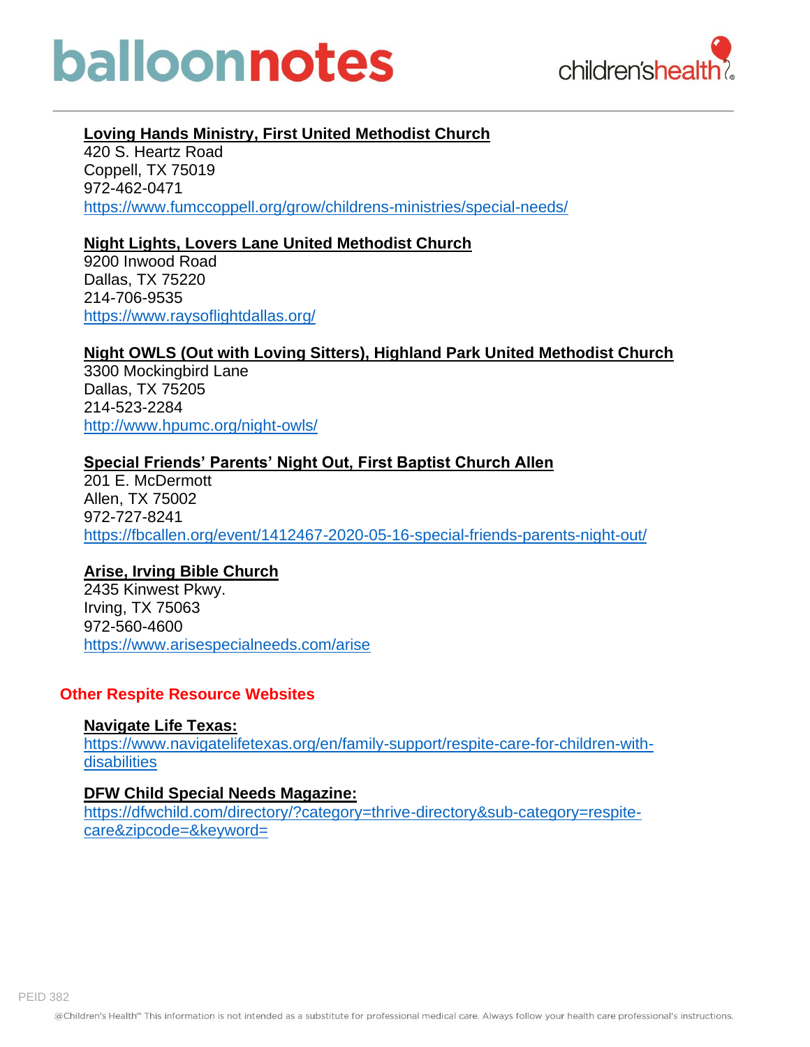**Loving Hands Ministry, First United Methodist Church**
420 S. Heartz Road
Coppell, TX 75019
972-462-0471
https://www.fumccoppell.org/grow/childrens-ministries/special-needs/

**Night Lights, Lovers Lane United Methodist Church**
9200 Inwood Road
Dallas, TX 75220
214-706-9535
https://www.raysoflightdallas.org/

**Night OWLS (Out with Loving Sitters), Highland Park United Methodist Church**
3300 Mockingbird Lane
Dallas, TX 75205
214-523-2284
http://www.hpumc.org/night-owls/

**Special Friends' Parents' Night Out, First Baptist Church Allen**
201 E. McDermott
Allen, TX 75002
972-727-8241
https://fbcallen.org/event/1412467-2020-05-16-special-friends-parents-night-out/

**Arise, Irving Bible Church**
2435 Kinwest Pkwy.
Irving, TX 75063
972-560-4600
https://www.arisespecialneeds.com/arise

## Other Respite Resource Websites

**Navigate Life Texas:**
https://www.navigatelifetexas.org/en/family-support/respite-care-for-children-with-disabilities

**DFW Child Special Needs Magazine:**
https://dfwchild.com/directory/?category=thrive-directory&sub-category=respite-care&zipcode=&keyword=

PEID 382

@Children's Health℠ This information is not intended as a substitute for professional medical care. Always follow your health care professional's instructions.